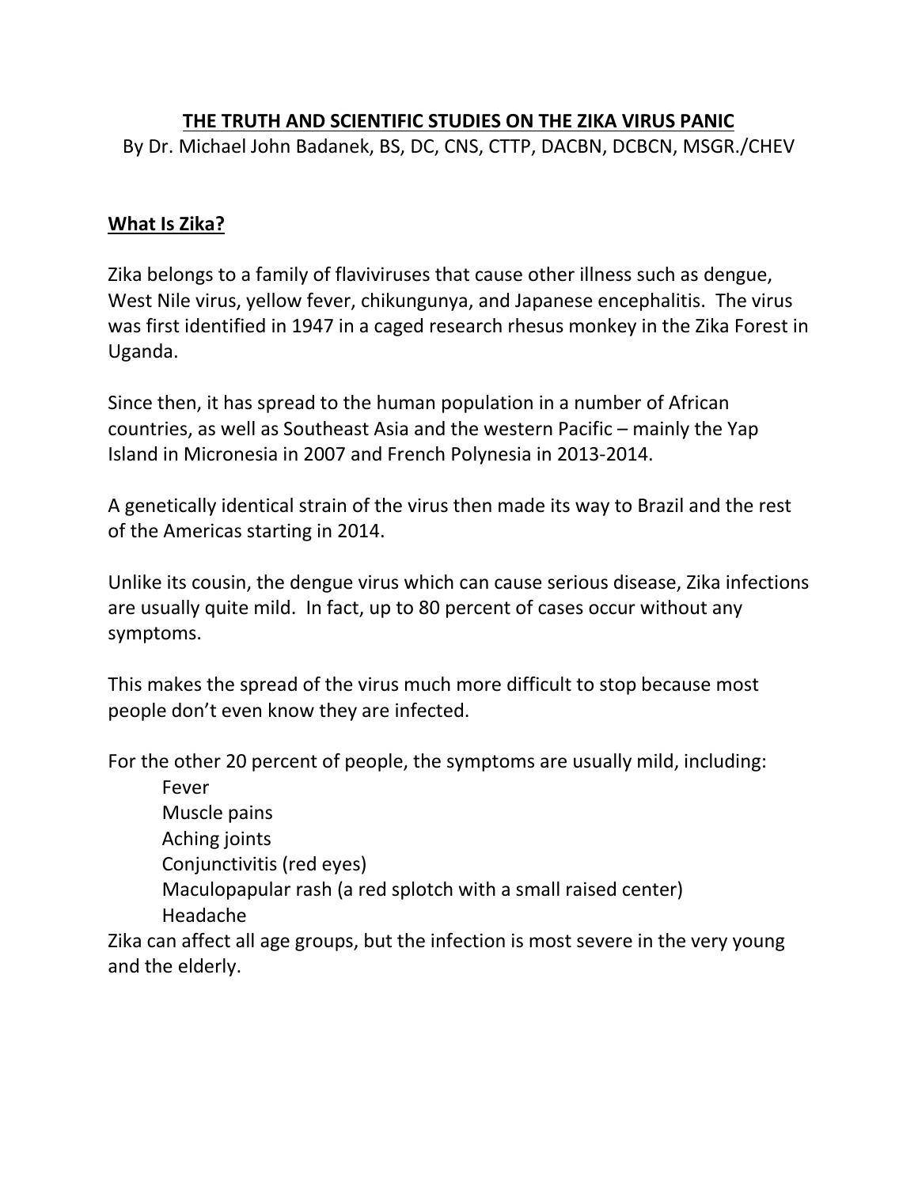# THE TRUTH AND SCIENTIFIC STUDIES ON THE ZIKA VIRUS PANIC

By Dr. Michael John Badanek, BS, DC, CNS, CTTP, DACBN, DCBCN, MSGR./CHEV

## What Is Zika?

Zika belongs to a family of flaviviruses that cause other illness such as dengue, West Nile virus, yellow fever, chikungunya, and Japanese encephalitis. The virus was first identified in 1947 in a caged research rhesus monkey in the Zika Forest in Uganda.

Since then, it has spread to the human population in a number of African countries, as well as Southeast Asia and the western Pacific – mainly the Yap Island in Micronesia in 2007 and French Polynesia in 2013-2014.

A genetically identical strain of the virus then made its way to Brazil and the rest of the Americas starting in 2014.

Unlike its cousin, the dengue virus which can cause serious disease, Zika infections are usually quite mild. In fact, up to 80 percent of cases occur without any symptoms.

This makes the spread of the virus much more difficult to stop because most people don't even know they are infected.

For the other 20 percent of people, the symptoms are usually mild, including:

- Fever
- Muscle pains
- Aching joints
- Conjunctivitis (red eyes)
- Maculopapular rash (a red splotch with a small raised center)
- Headache

Zika can affect all age groups, but the infection is most severe in the very young and the elderly.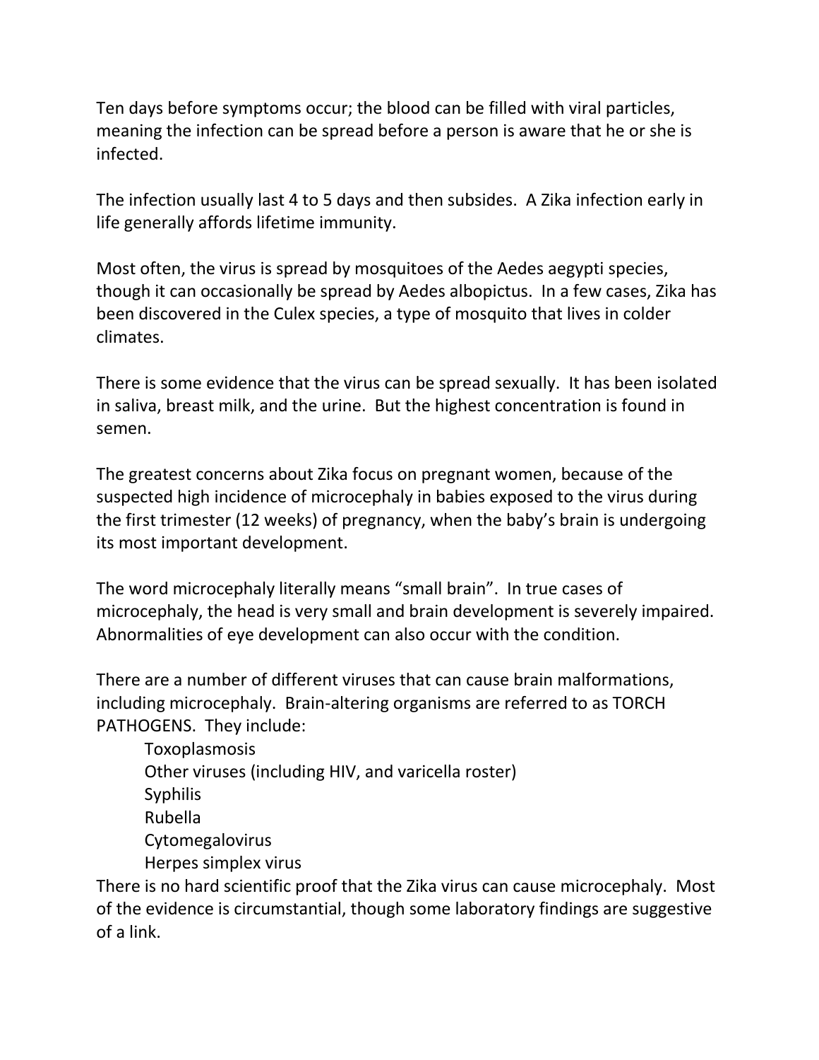Ten days before symptoms occur; the blood can be filled with viral particles, meaning the infection can be spread before a person is aware that he or she is infected.

The infection usually last 4 to 5 days and then subsides. A Zika infection early in life generally affords lifetime immunity.

Most often, the virus is spread by mosquitoes of the Aedes aegypti species, though it can occasionally be spread by Aedes albopictus. In a few cases, Zika has been discovered in the Culex species, a type of mosquito that lives in colder climates.

There is some evidence that the virus can be spread sexually. It has been isolated in saliva, breast milk, and the urine. But the highest concentration is found in semen.

The greatest concerns about Zika focus on pregnant women, because of the suspected high incidence of microcephaly in babies exposed to the virus during the first trimester (12 weeks) of pregnancy, when the baby's brain is undergoing its most important development.

The word microcephaly literally means "small brain". In true cases of microcephaly, the head is very small and brain development is severely impaired. Abnormalities of eye development can also occur with the condition.

There are a number of different viruses that can cause brain malformations, including microcephaly. Brain-altering organisms are referred to as TORCH PATHOGENS. They include:

- Toxoplasmosis
- Other viruses (including HIV, and varicella roster)
- Syphilis
- Rubella
- Cytomegalovirus
- Herpes simplex virus

There is no hard scientific proof that the Zika virus can cause microcephaly. Most of the evidence is circumstantial, though some laboratory findings are suggestive of a link.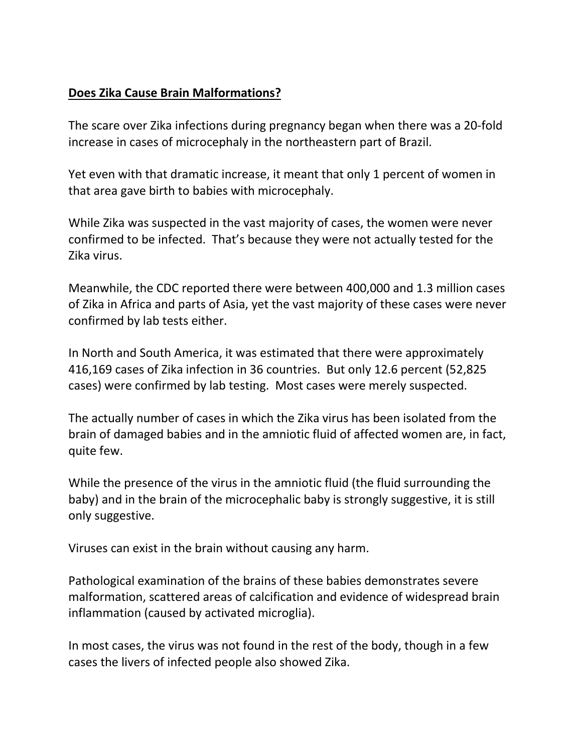**Does Zika Cause Brain Malformations?**

The scare over Zika infections during pregnancy began when there was a 20-fold increase in cases of microcephaly in the northeastern part of Brazil.

Yet even with that dramatic increase, it meant that only 1 percent of women in that area gave birth to babies with microcephaly.

While Zika was suspected in the vast majority of cases, the women were never confirmed to be infected. That's because they were not actually tested for the Zika virus.

Meanwhile, the CDC reported there were between 400,000 and 1.3 million cases of Zika in Africa and parts of Asia, yet the vast majority of these cases were never confirmed by lab tests either.

In North and South America, it was estimated that there were approximately 416,169 cases of Zika infection in 36 countries. But only 12.6 percent (52,825 cases) were confirmed by lab testing. Most cases were merely suspected.

The actually number of cases in which the Zika virus has been isolated from the brain of damaged babies and in the amniotic fluid of affected women are, in fact, quite few.

While the presence of the virus in the amniotic fluid (the fluid surrounding the baby) and in the brain of the microcephalic baby is strongly suggestive, it is still only suggestive.

Viruses can exist in the brain without causing any harm.

Pathological examination of the brains of these babies demonstrates severe malformation, scattered areas of calcification and evidence of widespread brain inflammation (caused by activated microglia).

In most cases, the virus was not found in the rest of the body, though in a few cases the livers of infected people also showed Zika.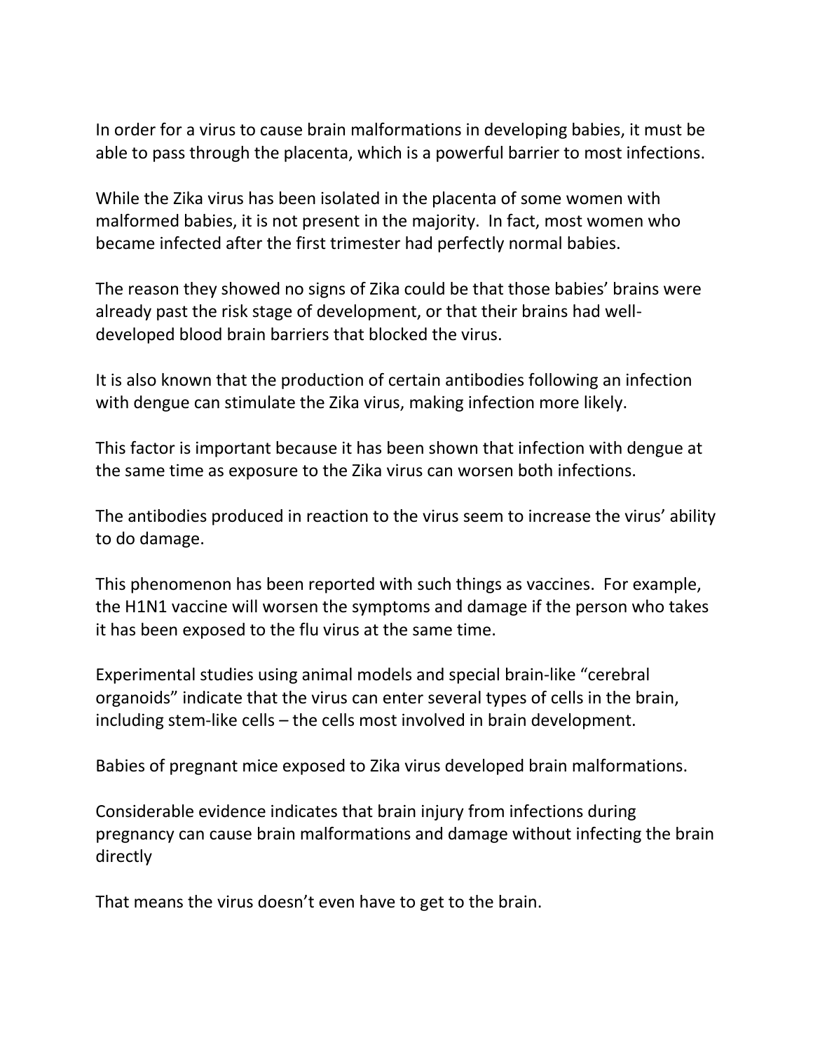In order for a virus to cause brain malformations in developing babies, it must be able to pass through the placenta, which is a powerful barrier to most infections.

While the Zika virus has been isolated in the placenta of some women with malformed babies, it is not present in the majority. In fact, most women who became infected after the first trimester had perfectly normal babies.

The reason they showed no signs of Zika could be that those babies' brains were already past the risk stage of development, or that their brains had well-developed blood brain barriers that blocked the virus.

It is also known that the production of certain antibodies following an infection with dengue can stimulate the Zika virus, making infection more likely.

This factor is important because it has been shown that infection with dengue at the same time as exposure to the Zika virus can worsen both infections.

The antibodies produced in reaction to the virus seem to increase the virus' ability to do damage.

This phenomenon has been reported with such things as vaccines. For example, the H1N1 vaccine will worsen the symptoms and damage if the person who takes it has been exposed to the flu virus at the same time.

Experimental studies using animal models and special brain-like "cerebral organoids" indicate that the virus can enter several types of cells in the brain, including stem-like cells – the cells most involved in brain development.

Babies of pregnant mice exposed to Zika virus developed brain malformations.

Considerable evidence indicates that brain injury from infections during pregnancy can cause brain malformations and damage without infecting the brain directly

That means the virus doesn't even have to get to the brain.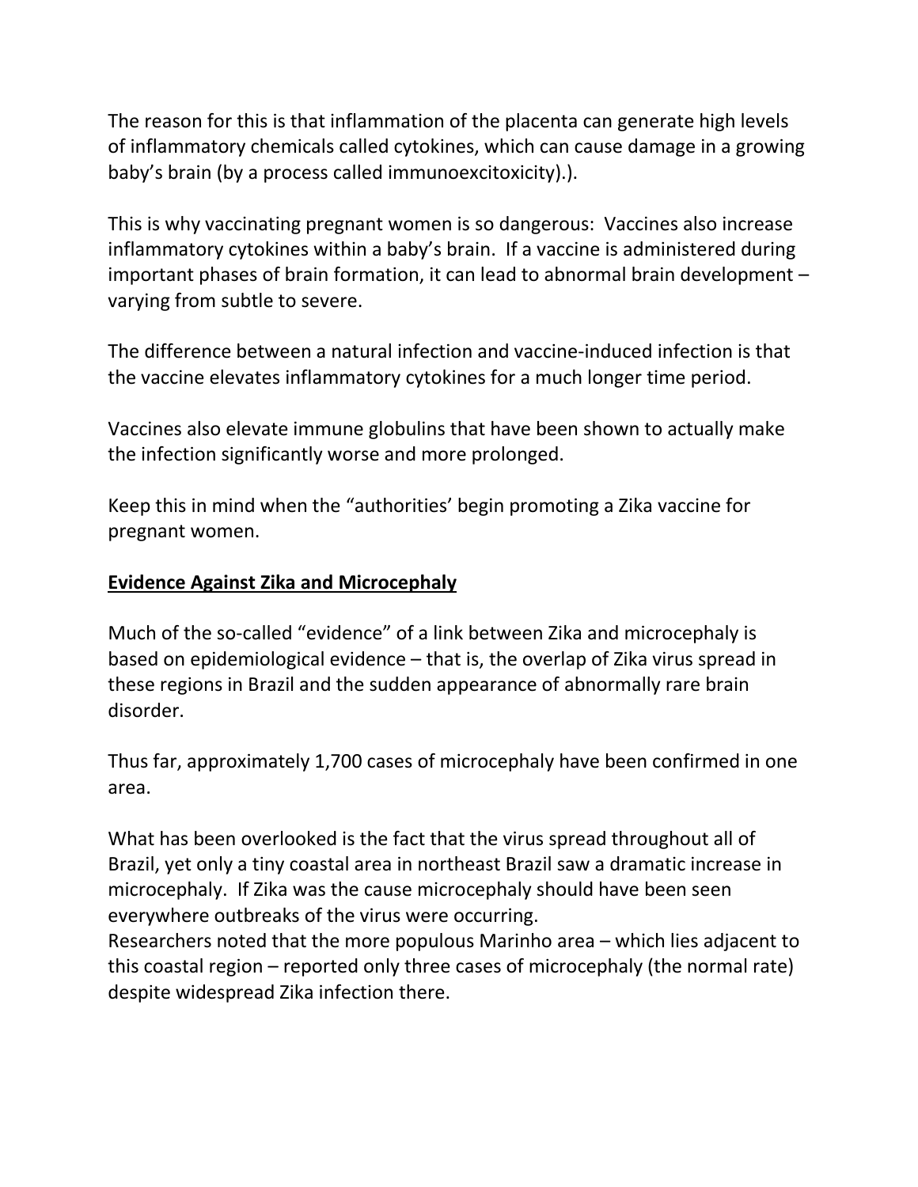The reason for this is that inflammation of the placenta can generate high levels of inflammatory chemicals called cytokines, which can cause damage in a growing baby's brain (by a process called immunoexcitoxicity).).

This is why vaccinating pregnant women is so dangerous: Vaccines also increase inflammatory cytokines within a baby's brain. If a vaccine is administered during important phases of brain formation, it can lead to abnormal brain development – varying from subtle to severe.

The difference between a natural infection and vaccine-induced infection is that the vaccine elevates inflammatory cytokines for a much longer time period.

Vaccines also elevate immune globulins that have been shown to actually make the infection significantly worse and more prolonged.

Keep this in mind when the "authorities' begin promoting a Zika vaccine for pregnant women.

**Evidence Against Zika and Microcephaly**

Much of the so-called "evidence" of a link between Zika and microcephaly is based on epidemiological evidence – that is, the overlap of Zika virus spread in these regions in Brazil and the sudden appearance of abnormally rare brain disorder.

Thus far, approximately 1,700 cases of microcephaly have been confirmed in one area.

What has been overlooked is the fact that the virus spread throughout all of Brazil, yet only a tiny coastal area in northeast Brazil saw a dramatic increase in microcephaly. If Zika was the cause microcephaly should have been seen everywhere outbreaks of the virus were occurring.
Researchers noted that the more populous Marinho area – which lies adjacent to this coastal region – reported only three cases of microcephaly (the normal rate) despite widespread Zika infection there.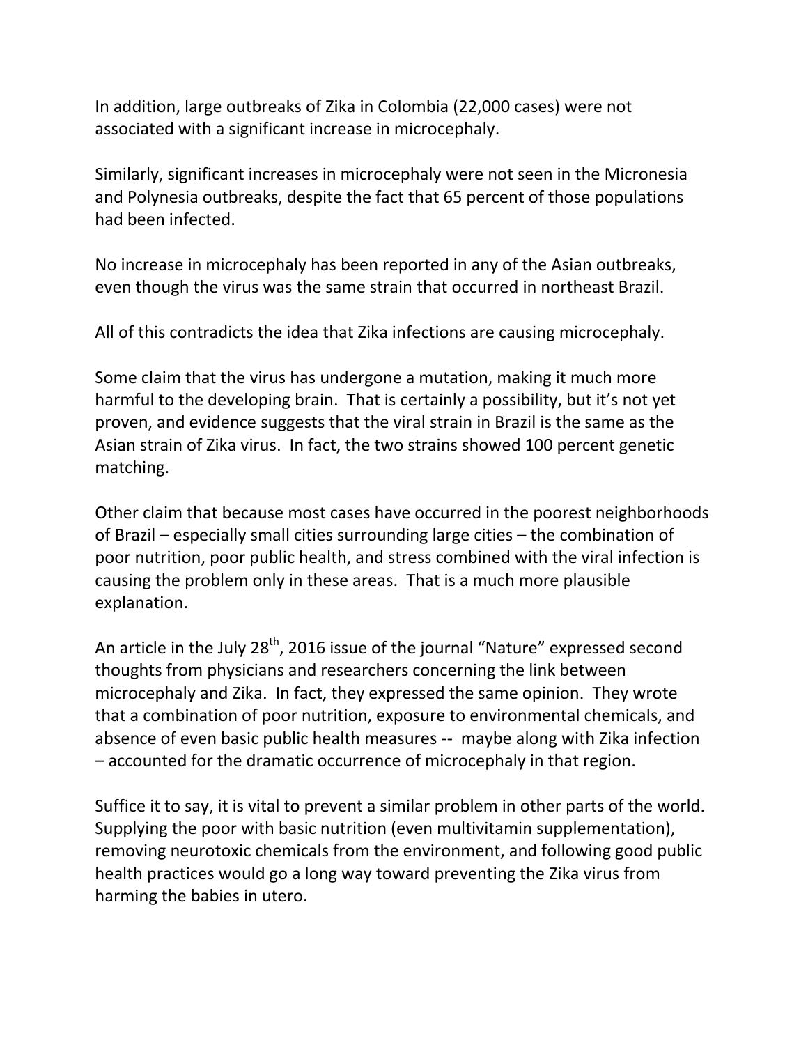In addition, large outbreaks of Zika in Colombia (22,000 cases) were not associated with a significant increase in microcephaly.

Similarly, significant increases in microcephaly were not seen in the Micronesia and Polynesia outbreaks, despite the fact that 65 percent of those populations had been infected.

No increase in microcephaly has been reported in any of the Asian outbreaks, even though the virus was the same strain that occurred in northeast Brazil.

All of this contradicts the idea that Zika infections are causing microcephaly.

Some claim that the virus has undergone a mutation, making it much more harmful to the developing brain. That is certainly a possibility, but it's not yet proven, and evidence suggests that the viral strain in Brazil is the same as the Asian strain of Zika virus. In fact, the two strains showed 100 percent genetic matching.

Other claim that because most cases have occurred in the poorest neighborhoods of Brazil – especially small cities surrounding large cities – the combination of poor nutrition, poor public health, and stress combined with the viral infection is causing the problem only in these areas. That is a much more plausible explanation.

An article in the July 28th, 2016 issue of the journal "Nature" expressed second thoughts from physicians and researchers concerning the link between microcephaly and Zika. In fact, they expressed the same opinion. They wrote that a combination of poor nutrition, exposure to environmental chemicals, and absence of even basic public health measures -- maybe along with Zika infection – accounted for the dramatic occurrence of microcephaly in that region.

Suffice it to say, it is vital to prevent a similar problem in other parts of the world. Supplying the poor with basic nutrition (even multivitamin supplementation), removing neurotoxic chemicals from the environment, and following good public health practices would go a long way toward preventing the Zika virus from harming the babies in utero.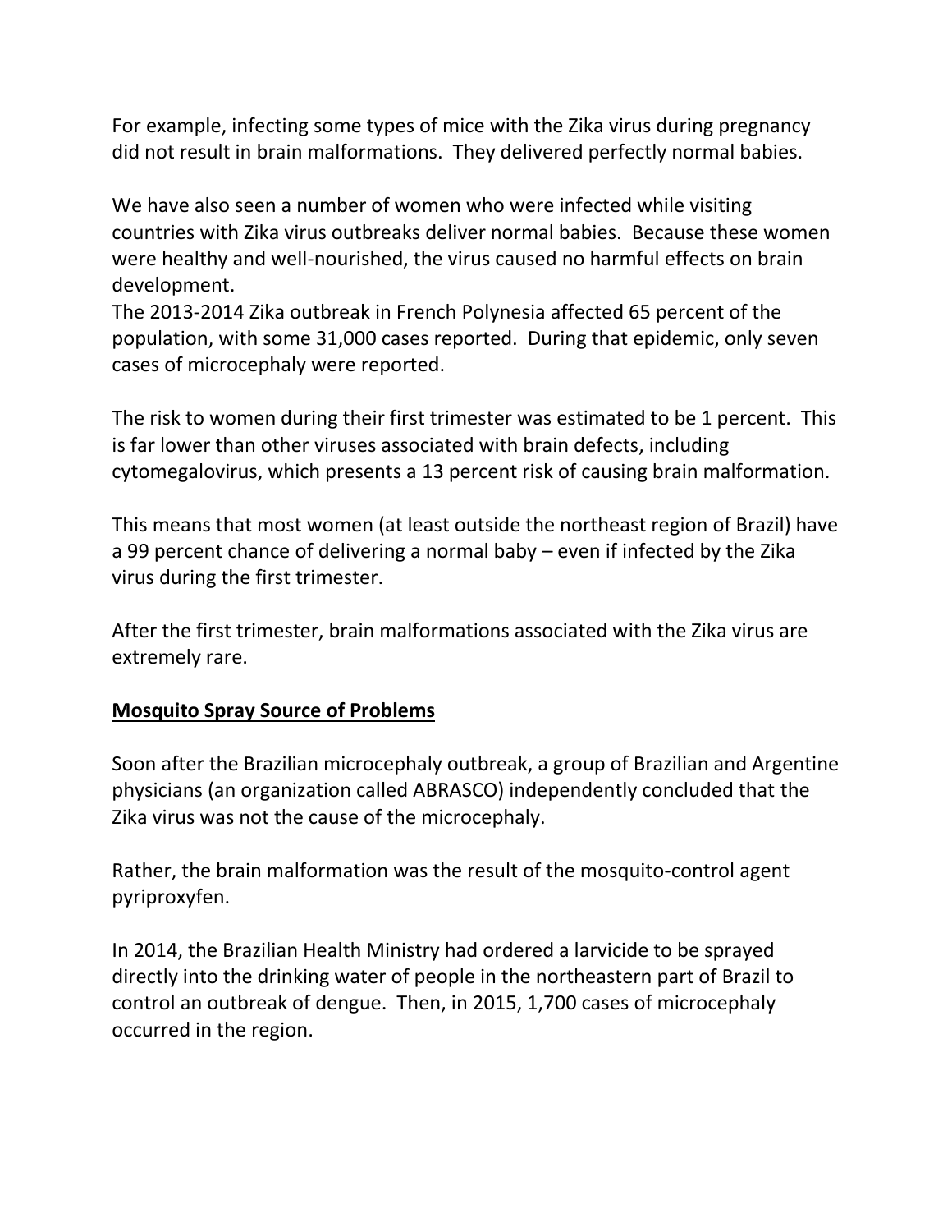For example, infecting some types of mice with the Zika virus during pregnancy did not result in brain malformations. They delivered perfectly normal babies.

We have also seen a number of women who were infected while visiting countries with Zika virus outbreaks deliver normal babies. Because these women were healthy and well-nourished, the virus caused no harmful effects on brain development.

The 2013-2014 Zika outbreak in French Polynesia affected 65 percent of the population, with some 31,000 cases reported. During that epidemic, only seven cases of microcephaly were reported.

The risk to women during their first trimester was estimated to be 1 percent. This is far lower than other viruses associated with brain defects, including cytomegalovirus, which presents a 13 percent risk of causing brain malformation.

This means that most women (at least outside the northeast region of Brazil) have a 99 percent chance of delivering a normal baby – even if infected by the Zika virus during the first trimester.

After the first trimester, brain malformations associated with the Zika virus are extremely rare.

## Mosquito Spray Source of Problems

Soon after the Brazilian microcephaly outbreak, a group of Brazilian and Argentine physicians (an organization called ABRASCO) independently concluded that the Zika virus was not the cause of the microcephaly.

Rather, the brain malformation was the result of the mosquito-control agent pyriproxyfen.

In 2014, the Brazilian Health Ministry had ordered a larvicide to be sprayed directly into the drinking water of people in the northeastern part of Brazil to control an outbreak of dengue. Then, in 2015, 1,700 cases of microcephaly occurred in the region.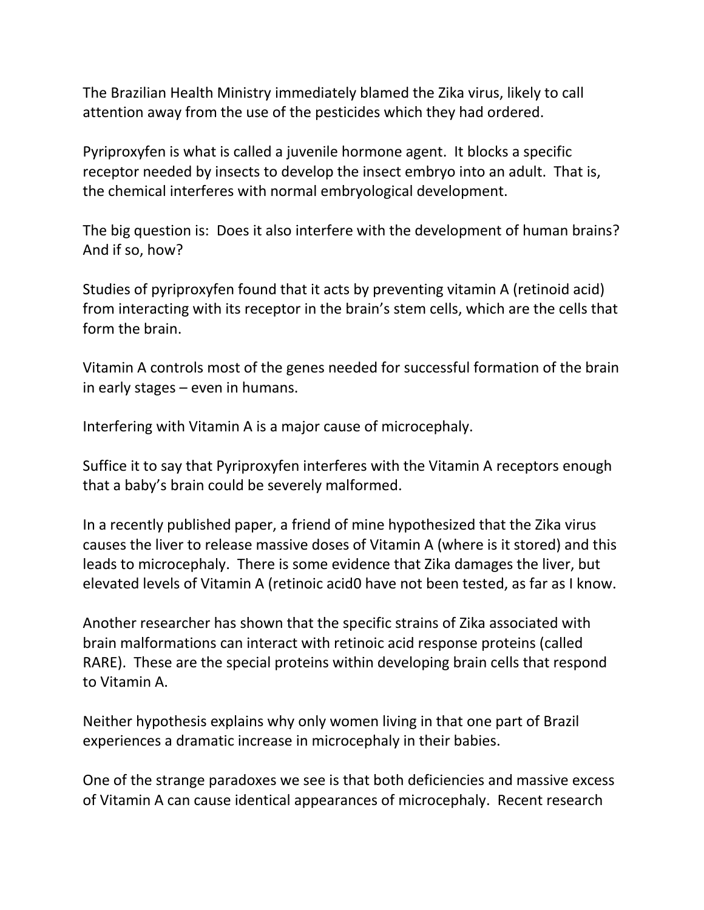The Brazilian Health Ministry immediately blamed the Zika virus, likely to call attention away from the use of the pesticides which they had ordered.

Pyriproxyfen is what is called a juvenile hormone agent. It blocks a specific receptor needed by insects to develop the insect embryo into an adult. That is, the chemical interferes with normal embryological development.

The big question is: Does it also interfere with the development of human brains? And if so, how?

Studies of pyriproxyfen found that it acts by preventing vitamin A (retinoid acid) from interacting with its receptor in the brain's stem cells, which are the cells that form the brain.

Vitamin A controls most of the genes needed for successful formation of the brain in early stages – even in humans.

Interfering with Vitamin A is a major cause of microcephaly.

Suffice it to say that Pyriproxyfen interferes with the Vitamin A receptors enough that a baby's brain could be severely malformed.

In a recently published paper, a friend of mine hypothesized that the Zika virus causes the liver to release massive doses of Vitamin A (where is it stored) and this leads to microcephaly. There is some evidence that Zika damages the liver, but elevated levels of Vitamin A (retinoic acid0 have not been tested, as far as I know.

Another researcher has shown that the specific strains of Zika associated with brain malformations can interact with retinoic acid response proteins (called RARE). These are the special proteins within developing brain cells that respond to Vitamin A.

Neither hypothesis explains why only women living in that one part of Brazil experiences a dramatic increase in microcephaly in their babies.

One of the strange paradoxes we see is that both deficiencies and massive excess of Vitamin A can cause identical appearances of microcephaly. Recent research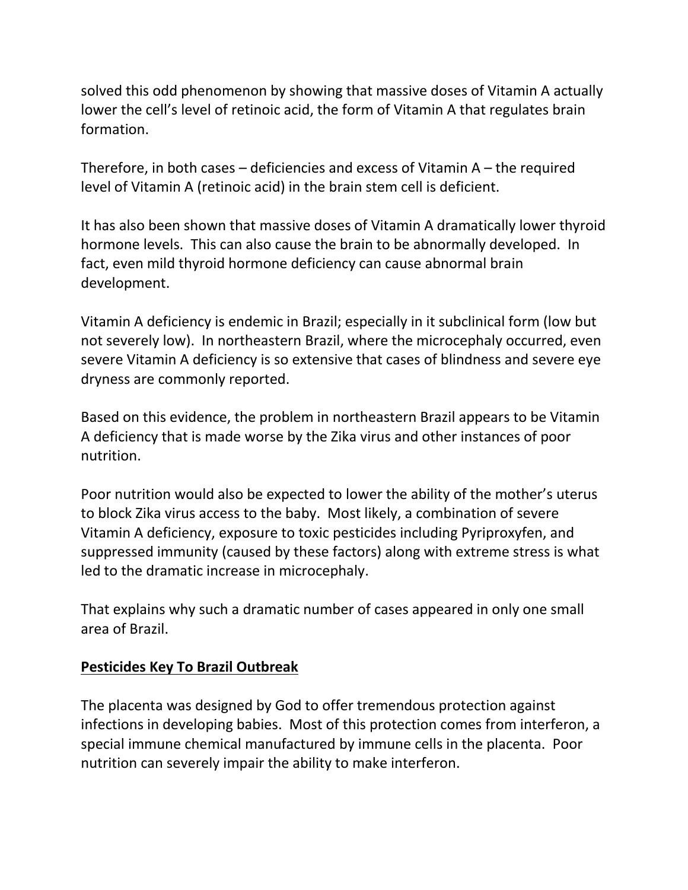solved this odd phenomenon by showing that massive doses of Vitamin A actually lower the cell's level of retinoic acid, the form of Vitamin A that regulates brain formation.

Therefore, in both cases – deficiencies and excess of Vitamin A – the required level of Vitamin A (retinoic acid) in the brain stem cell is deficient.

It has also been shown that massive doses of Vitamin A dramatically lower thyroid hormone levels. This can also cause the brain to be abnormally developed. In fact, even mild thyroid hormone deficiency can cause abnormal brain development.

Vitamin A deficiency is endemic in Brazil; especially in it subclinical form (low but not severely low). In northeastern Brazil, where the microcephaly occurred, even severe Vitamin A deficiency is so extensive that cases of blindness and severe eye dryness are commonly reported.

Based on this evidence, the problem in northeastern Brazil appears to be Vitamin A deficiency that is made worse by the Zika virus and other instances of poor nutrition.

Poor nutrition would also be expected to lower the ability of the mother's uterus to block Zika virus access to the baby. Most likely, a combination of severe Vitamin A deficiency, exposure to toxic pesticides including Pyriproxyfen, and suppressed immunity (caused by these factors) along with extreme stress is what led to the dramatic increase in microcephaly.

That explains why such a dramatic number of cases appeared in only one small area of Brazil.

## Pesticides Key To Brazil Outbreak

The placenta was designed by God to offer tremendous protection against infections in developing babies. Most of this protection comes from interferon, a special immune chemical manufactured by immune cells in the placenta. Poor nutrition can severely impair the ability to make interferon.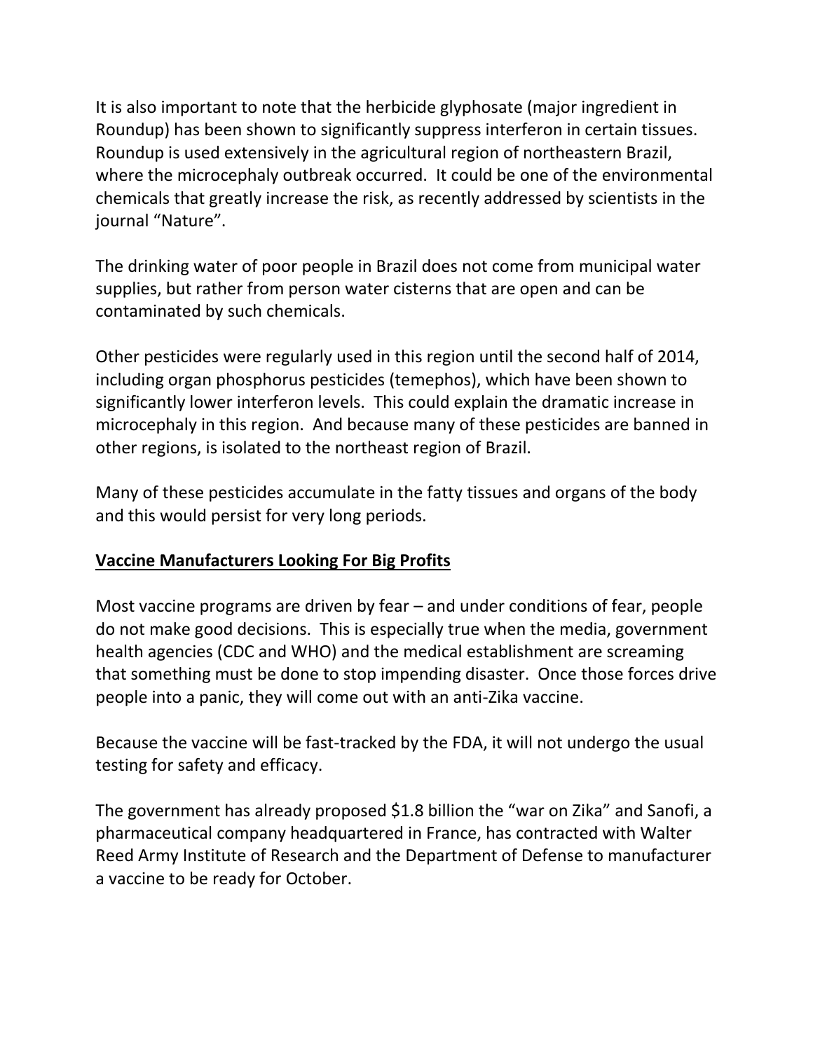It is also important to note that the herbicide glyphosate (major ingredient in Roundup) has been shown to significantly suppress interferon in certain tissues. Roundup is used extensively in the agricultural region of northeastern Brazil, where the microcephaly outbreak occurred. It could be one of the environmental chemicals that greatly increase the risk, as recently addressed by scientists in the journal "Nature".

The drinking water of poor people in Brazil does not come from municipal water supplies, but rather from person water cisterns that are open and can be contaminated by such chemicals.

Other pesticides were regularly used in this region until the second half of 2014, including organ phosphorus pesticides (temephos), which have been shown to significantly lower interferon levels. This could explain the dramatic increase in microcephaly in this region. And because many of these pesticides are banned in other regions, is isolated to the northeast region of Brazil.

Many of these pesticides accumulate in the fatty tissues and organs of the body and this would persist for very long periods.

## Vaccine Manufacturers Looking For Big Profits

Most vaccine programs are driven by fear – and under conditions of fear, people do not make good decisions. This is especially true when the media, government health agencies (CDC and WHO) and the medical establishment are screaming that something must be done to stop impending disaster. Once those forces drive people into a panic, they will come out with an anti-Zika vaccine.

Because the vaccine will be fast-tracked by the FDA, it will not undergo the usual testing for safety and efficacy.

The government has already proposed $1.8 billion the "war on Zika" and Sanofi, a pharmaceutical company headquartered in France, has contracted with Walter Reed Army Institute of Research and the Department of Defense to manufacturer a vaccine to be ready for October.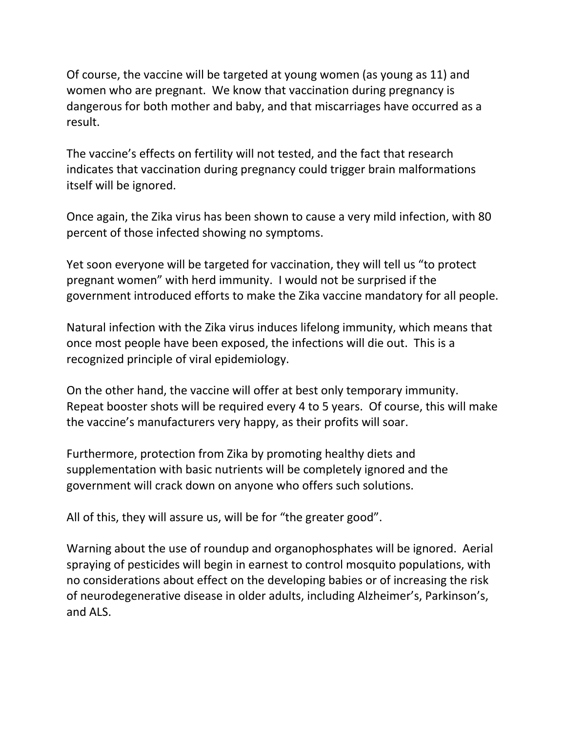Of course, the vaccine will be targeted at young women (as young as 11) and women who are pregnant. We know that vaccination during pregnancy is dangerous for both mother and baby, and that miscarriages have occurred as a result.

The vaccine's effects on fertility will not tested, and the fact that research indicates that vaccination during pregnancy could trigger brain malformations itself will be ignored.

Once again, the Zika virus has been shown to cause a very mild infection, with 80 percent of those infected showing no symptoms.

Yet soon everyone will be targeted for vaccination, they will tell us "to protect pregnant women" with herd immunity. I would not be surprised if the government introduced efforts to make the Zika vaccine mandatory for all people.

Natural infection with the Zika virus induces lifelong immunity, which means that once most people have been exposed, the infections will die out. This is a recognized principle of viral epidemiology.

On the other hand, the vaccine will offer at best only temporary immunity. Repeat booster shots will be required every 4 to 5 years. Of course, this will make the vaccine's manufacturers very happy, as their profits will soar.

Furthermore, protection from Zika by promoting healthy diets and supplementation with basic nutrients will be completely ignored and the government will crack down on anyone who offers such solutions.

All of this, they will assure us, will be for "the greater good".

Warning about the use of roundup and organophosphates will be ignored. Aerial spraying of pesticides will begin in earnest to control mosquito populations, with no considerations about effect on the developing babies or of increasing the risk of neurodegenerative disease in older adults, including Alzheimer's, Parkinson's, and ALS.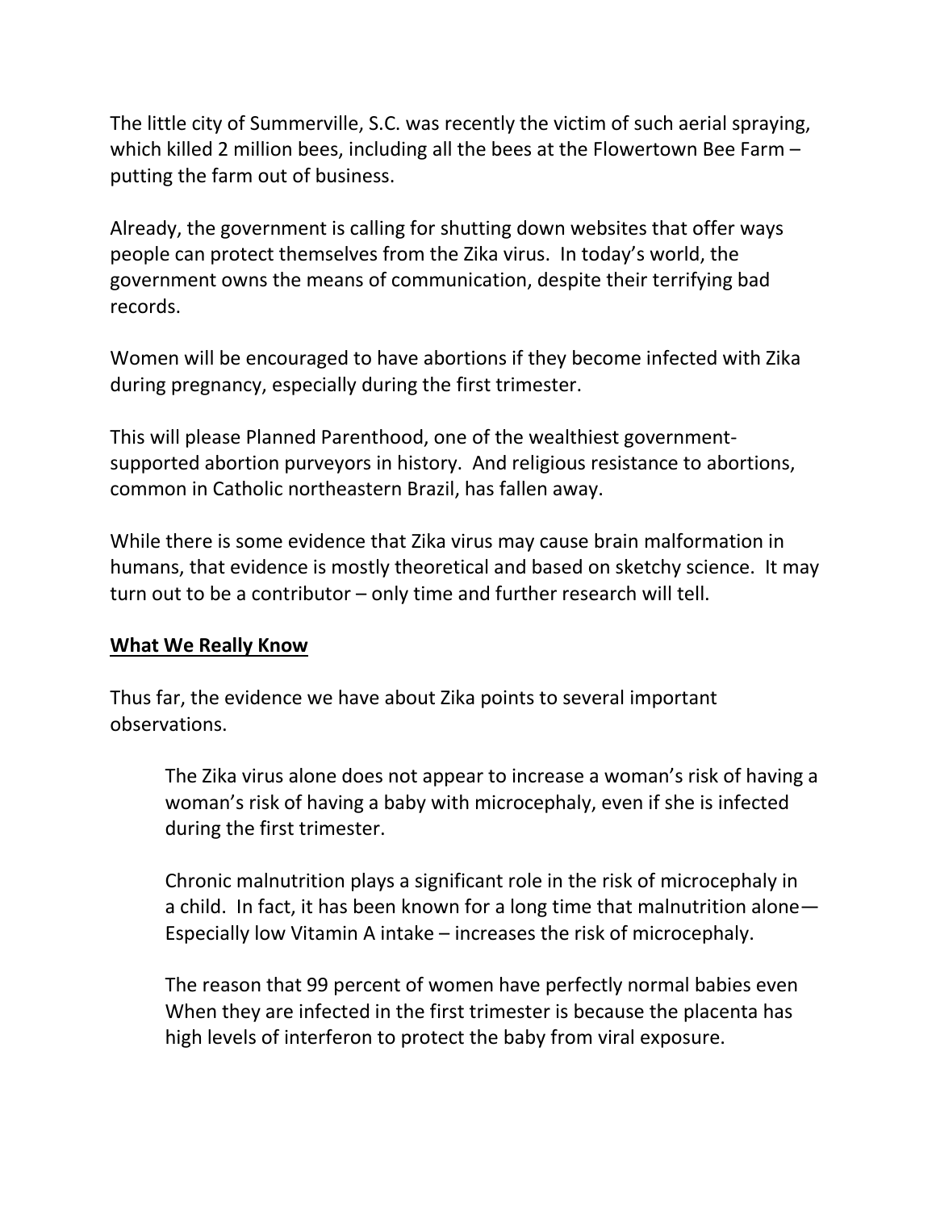The little city of Summerville, S.C. was recently the victim of such aerial spraying, which killed 2 million bees, including all the bees at the Flowertown Bee Farm – putting the farm out of business.

Already, the government is calling for shutting down websites that offer ways people can protect themselves from the Zika virus. In today's world, the government owns the means of communication, despite their terrifying bad records.

Women will be encouraged to have abortions if they become infected with Zika during pregnancy, especially during the first trimester.

This will please Planned Parenthood, one of the wealthiest government-supported abortion purveyors in history. And religious resistance to abortions, common in Catholic northeastern Brazil, has fallen away.

While there is some evidence that Zika virus may cause brain malformation in humans, that evidence is mostly theoretical and based on sketchy science. It may turn out to be a contributor – only time and further research will tell.

**What We Really Know**

Thus far, the evidence we have about Zika points to several important observations.

> The Zika virus alone does not appear to increase a woman's risk of having a woman's risk of having a baby with microcephaly, even if she is infected during the first trimester.
>
> Chronic malnutrition plays a significant role in the risk of microcephaly in a child. In fact, it has been known for a long time that malnutrition alone—Especially low Vitamin A intake – increases the risk of microcephaly.
>
> The reason that 99 percent of women have perfectly normal babies even When they are infected in the first trimester is because the placenta has high levels of interferon to protect the baby from viral exposure.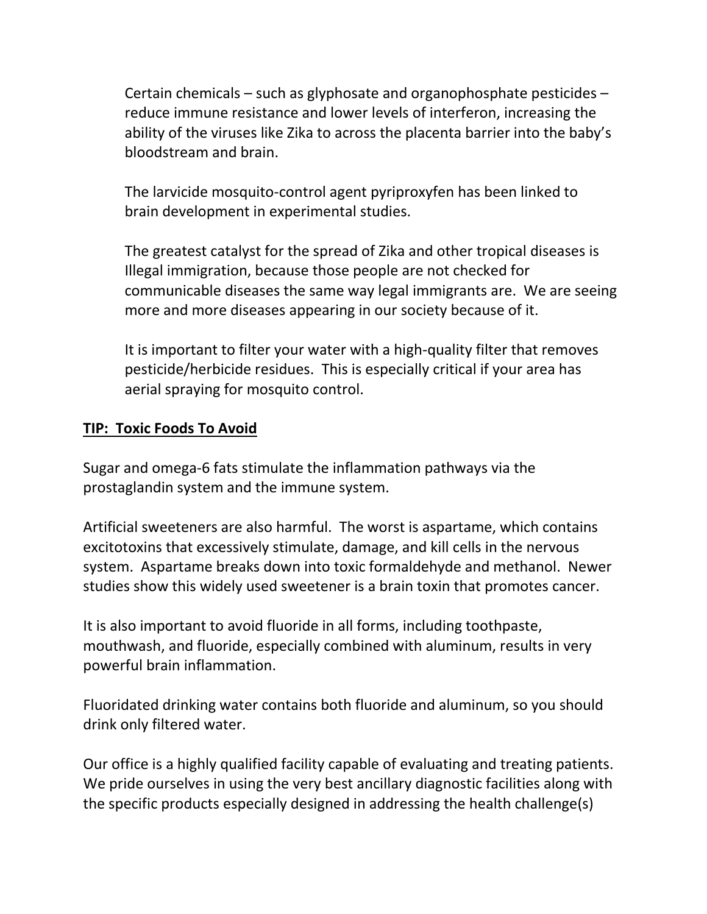Certain chemicals – such as glyphosate and organophosphate pesticides – reduce immune resistance and lower levels of interferon, increasing the ability of the viruses like Zika to across the placenta barrier into the baby's bloodstream and brain.

The larvicide mosquito-control agent pyriproxyfen has been linked to brain development in experimental studies.

The greatest catalyst for the spread of Zika and other tropical diseases is Illegal immigration, because those people are not checked for communicable diseases the same way legal immigrants are. We are seeing more and more diseases appearing in our society because of it.

It is important to filter your water with a high-quality filter that removes pesticide/herbicide residues. This is especially critical if your area has aerial spraying for mosquito control.

**TIP: Toxic Foods To Avoid**

Sugar and omega-6 fats stimulate the inflammation pathways via the prostaglandin system and the immune system.

Artificial sweeteners are also harmful. The worst is aspartame, which contains excitotoxins that excessively stimulate, damage, and kill cells in the nervous system. Aspartame breaks down into toxic formaldehyde and methanol. Newer studies show this widely used sweetener is a brain toxin that promotes cancer.

It is also important to avoid fluoride in all forms, including toothpaste, mouthwash, and fluoride, especially combined with aluminum, results in very powerful brain inflammation.

Fluoridated drinking water contains both fluoride and aluminum, so you should drink only filtered water.

Our office is a highly qualified facility capable of evaluating and treating patients. We pride ourselves in using the very best ancillary diagnostic facilities along with the specific products especially designed in addressing the health challenge(s)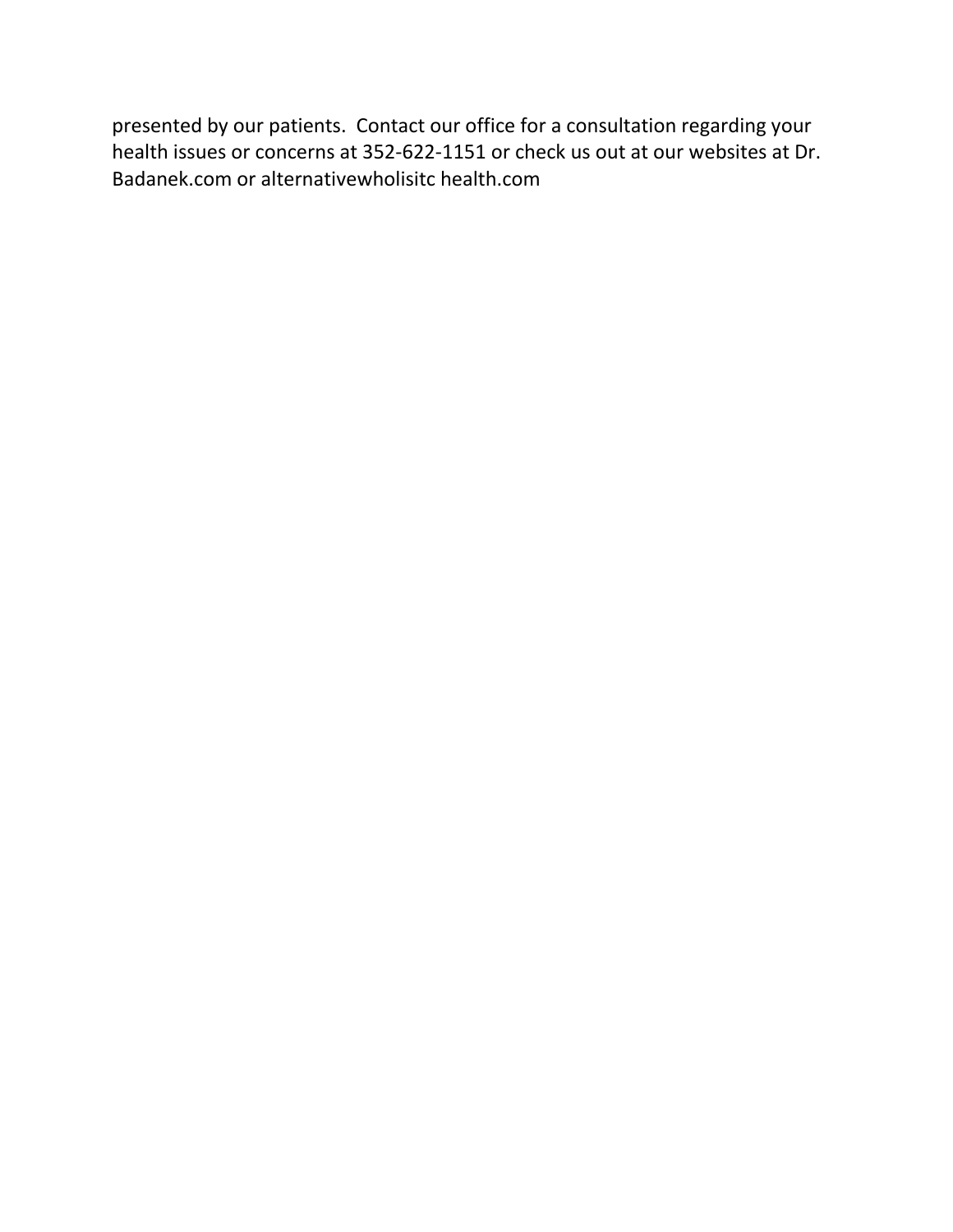presented by our patients. Contact our office for a consultation regarding your health issues or concerns at 352-622-1151 or check us out at our websites at Dr. Badanek.com or alternativewholisitc health.com